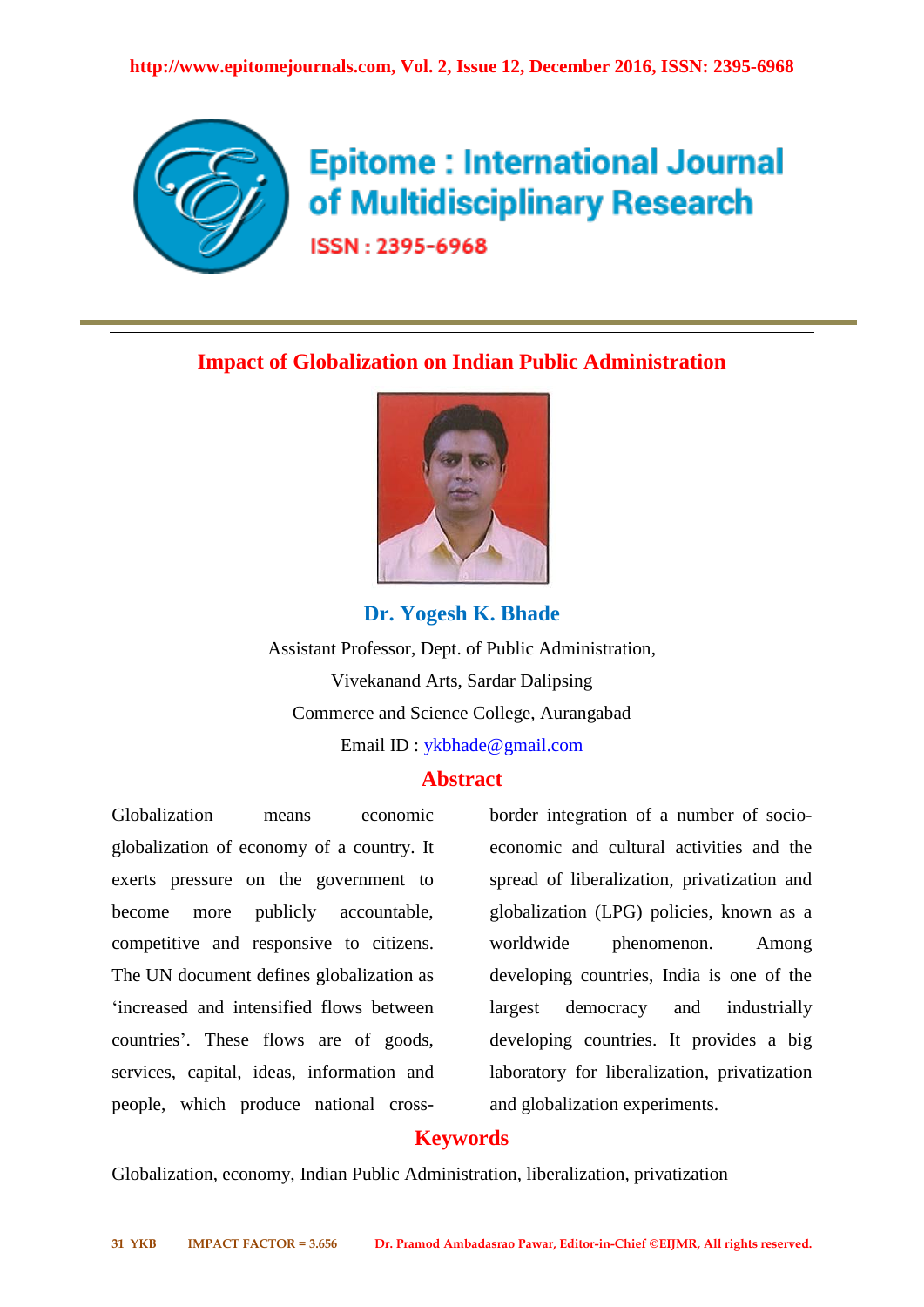# Impact of Globalization on Indian Public Administration

**Dr. Yogesh K. Bhade**

Assistant Professor, Dept. of Public Administration,
Vivekanand Arts, Sardar Dalipsing
Commerce and Science College, Aurangabad
Email ID : ykbhade@gmail.com

## Abstract

Globalization means economic globalization of economy of a country. It exerts pressure on the government to become more publicly accountable, competitive and responsive to citizens. The UN document defines globalization as 'increased and intensified flows between countries'. These flows are of goods, services, capital, ideas, information and people, which produce national cross-border integration of a number of socio-economic and cultural activities and the spread of liberalization, privatization and globalization (LPG) policies, known as a worldwide phenomenon. Among developing countries, India is one of the largest democracy and industrially developing countries. It provides a big laboratory for liberalization, privatization and globalization experiments.

## Keywords

Globalization, economy, Indian Public Administration, liberalization, privatization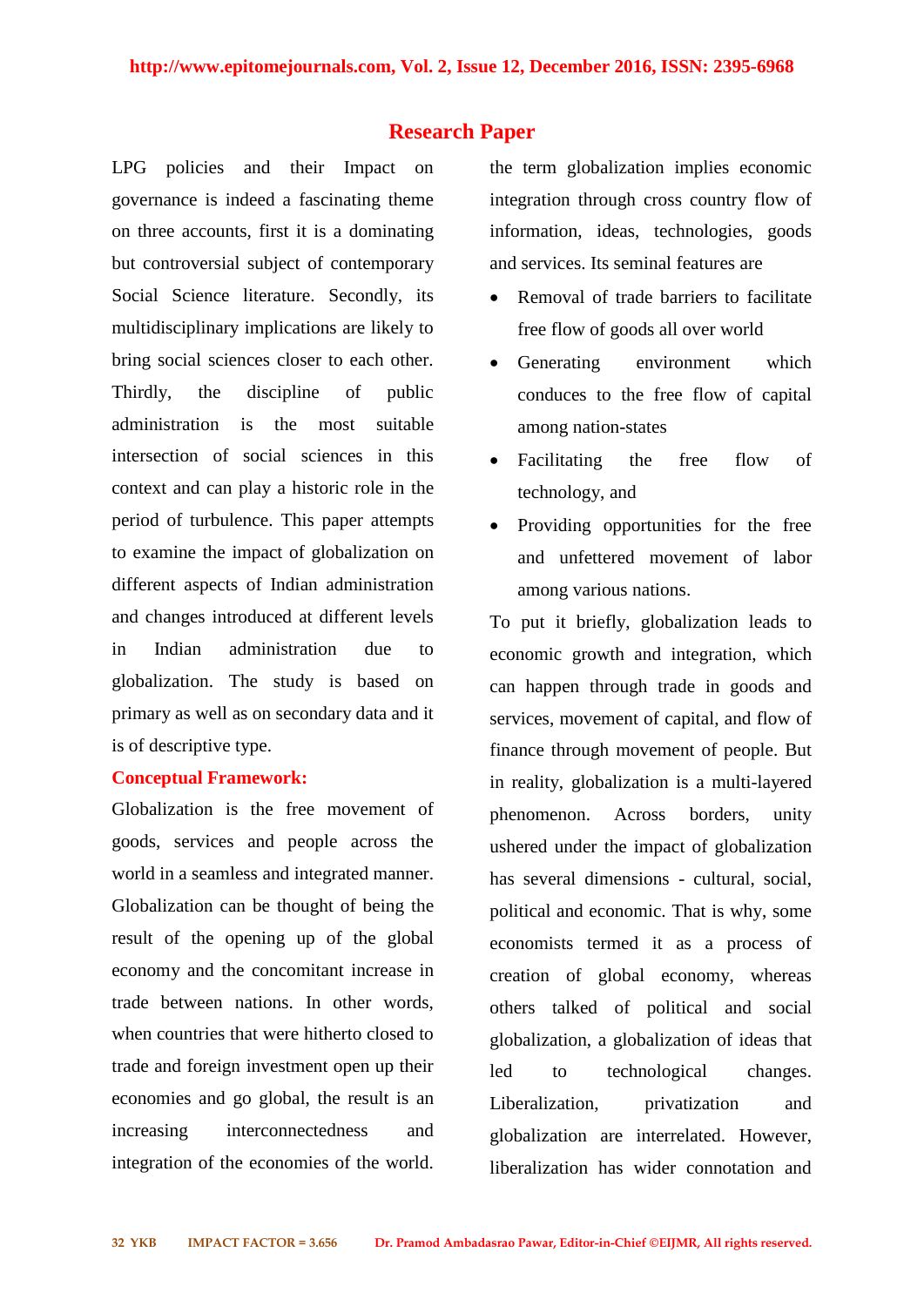LPG policies and their Impact on governance is indeed a fascinating theme on three accounts, first it is a dominating but controversial subject of contemporary Social Science literature. Secondly, its multidisciplinary implications are likely to bring social sciences closer to each other. Thirdly, the discipline of public administration is the most suitable intersection of social sciences in this context and can play a historic role in the period of turbulence. This paper attempts to examine the impact of globalization on different aspects of Indian administration and changes introduced at different levels in Indian administration due to globalization. The study is based on primary as well as on secondary data and it is of descriptive type.

## Conceptual Framework:

Globalization is the free movement of goods, services and people across the world in a seamless and integrated manner. Globalization can be thought of being the result of the opening up of the global economy and the concomitant increase in trade between nations. In other words, when countries that were hitherto closed to trade and foreign investment open up their economies and go global, the result is an increasing interconnectedness and integration of the economies of the world. the term globalization implies economic integration through cross country flow of information, ideas, technologies, goods and services. Its seminal features are

- Removal of trade barriers to facilitate free flow of goods all over world
- Generating environment which conduces to the free flow of capital among nation-states
- Facilitating the free flow of technology, and
- Providing opportunities for the free and unfettered movement of labor among various nations.

To put it briefly, globalization leads to economic growth and integration, which can happen through trade in goods and services, movement of capital, and flow of finance through movement of people. But in reality, globalization is a multi-layered phenomenon. Across borders, unity ushered under the impact of globalization has several dimensions - cultural, social, political and economic. That is why, some economists termed it as a process of creation of global economy, whereas others talked of political and social globalization, a globalization of ideas that led to technological changes. Liberalization, privatization and globalization are interrelated. However, liberalization has wider connotation and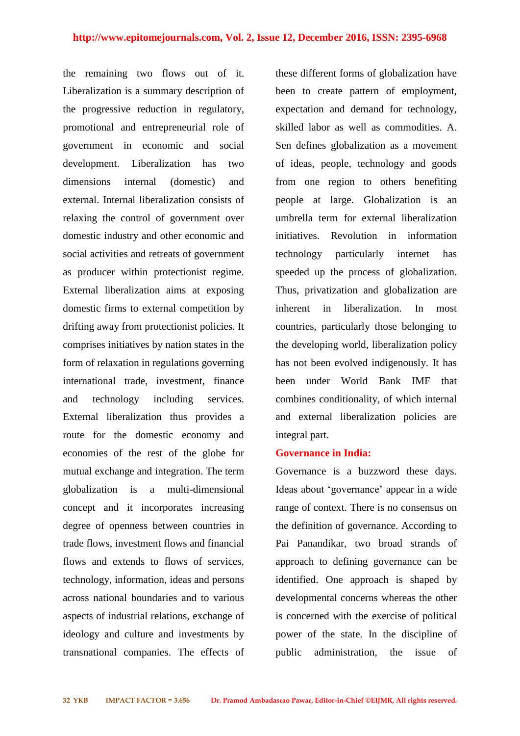the remaining two flows out of it. Liberalization is a summary description of the progressive reduction in regulatory, promotional and entrepreneurial role of government in economic and social development. Liberalization has two dimensions internal (domestic) and external. Internal liberalization consists of relaxing the control of government over domestic industry and other economic and social activities and retreats of government as producer within protectionist regime. External liberalization aims at exposing domestic firms to external competition by drifting away from protectionist policies. It comprises initiatives by nation states in the form of relaxation in regulations governing international trade, investment, finance and technology including services. External liberalization thus provides a route for the domestic economy and economies of the rest of the globe for mutual exchange and integration. The term globalization is a multi-dimensional concept and it incorporates increasing degree of openness between countries in trade flows, investment flows and financial flows and extends to flows of services, technology, information, ideas and persons across national boundaries and to various aspects of industrial relations, exchange of ideology and culture and investments by transnational companies. The effects of these different forms of globalization have been to create pattern of employment, expectation and demand for technology, skilled labor as well as commodities. A. Sen defines globalization as a movement of ideas, people, technology and goods from one region to others benefiting people at large. Globalization is an umbrella term for external liberalization initiatives. Revolution in information technology particularly internet has speeded up the process of globalization. Thus, privatization and globalization are inherent in liberalization. In most countries, particularly those belonging to the developing world, liberalization policy has not been evolved indigenously. It has been under World Bank IMF that combines conditionality, of which internal and external liberalization policies are integral part.

## Governance in India:

Governance is a buzzword these days. Ideas about 'governance' appear in a wide range of context. There is no consensus on the definition of governance. According to Pai Panandikar, two broad strands of approach to defining governance can be identified. One approach is shaped by developmental concerns whereas the other is concerned with the exercise of political power of the state. In the discipline of public administration, the issue of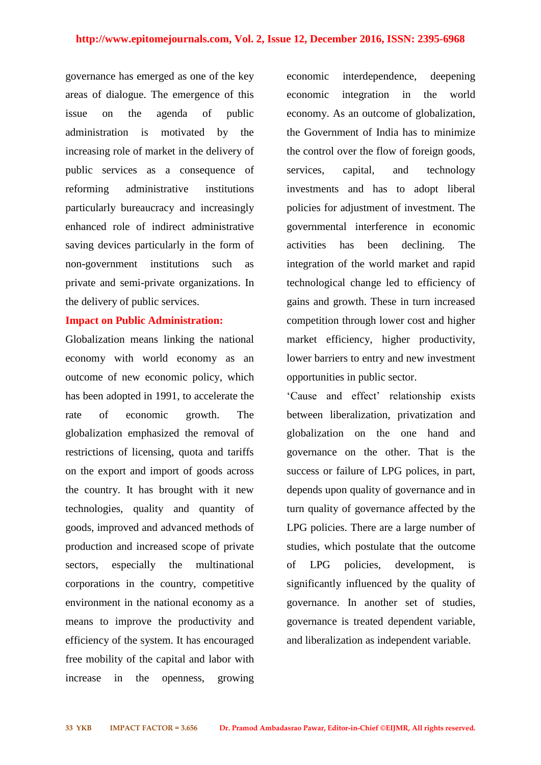governance has emerged as one of the key areas of dialogue. The emergence of this issue on the agenda of public administration is motivated by the increasing role of market in the delivery of public services as a consequence of reforming administrative institutions particularly bureaucracy and increasingly enhanced role of indirect administrative saving devices particularly in the form of non-government institutions such as private and semi-private organizations. In the delivery of public services.

**Impact on Public Administration:**

Globalization means linking the national economy with world economy as an outcome of new economic policy, which has been adopted in 1991, to accelerate the rate of economic growth. The globalization emphasized the removal of restrictions of licensing, quota and tariffs on the export and import of goods across the country. It has brought with it new technologies, quality and quantity of goods, improved and advanced methods of production and increased scope of private sectors, especially the multinational corporations in the country, competitive environment in the national economy as a means to improve the productivity and efficiency of the system. It has encouraged free mobility of the capital and labor with increase in the openness, growing economic interdependence, deepening economic integration in the world economy. As an outcome of globalization, the Government of India has to minimize the control over the flow of foreign goods, services, capital, and technology investments and has to adopt liberal policies for adjustment of investment. The governmental interference in economic activities has been declining. The integration of the world market and rapid technological change led to efficiency of gains and growth. These in turn increased competition through lower cost and higher market efficiency, higher productivity, lower barriers to entry and new investment opportunities in public sector.

'Cause and effect' relationship exists between liberalization, privatization and globalization on the one hand and governance on the other. That is the success or failure of LPG polices, in part, depends upon quality of governance and in turn quality of governance affected by the LPG policies. There are a large number of studies, which postulate that the outcome of LPG policies, development, is significantly influenced by the quality of governance. In another set of studies, governance is treated dependent variable, and liberalization as independent variable.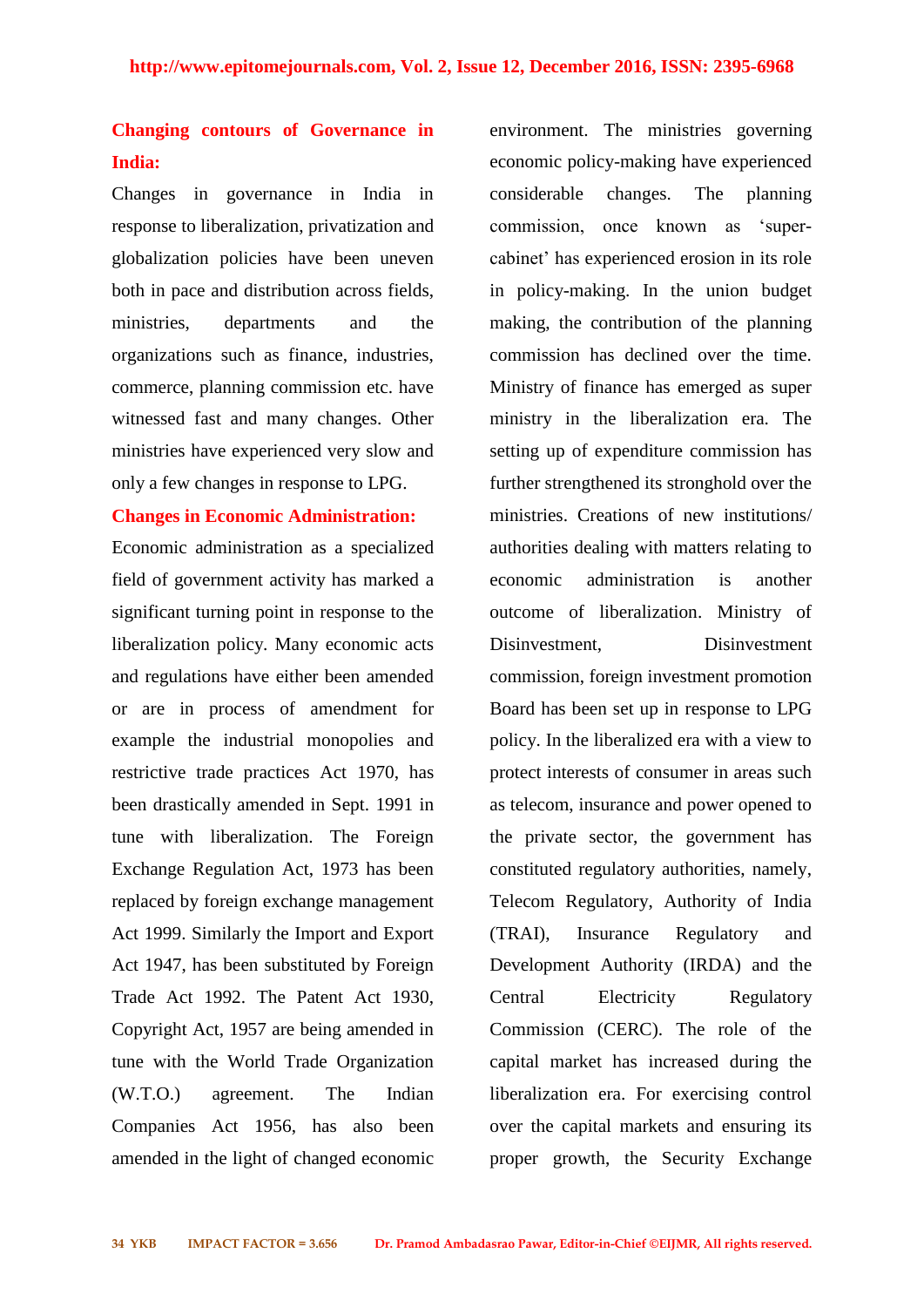## Changing contours of Governance in India:

Changes in governance in India in response to liberalization, privatization and globalization policies have been uneven both in pace and distribution across fields, ministries, departments and the organizations such as finance, industries, commerce, planning commission etc. have witnessed fast and many changes. Other ministries have experienced very slow and only a few changes in response to LPG.

## Changes in Economic Administration:

Economic administration as a specialized field of government activity has marked a significant turning point in response to the liberalization policy. Many economic acts and regulations have either been amended or are in process of amendment for example the industrial monopolies and restrictive trade practices Act 1970, has been drastically amended in Sept. 1991 in tune with liberalization. The Foreign Exchange Regulation Act, 1973 has been replaced by foreign exchange management Act 1999. Similarly the Import and Export Act 1947, has been substituted by Foreign Trade Act 1992. The Patent Act 1930, Copyright Act, 1957 are being amended in tune with the World Trade Organization (W.T.O.) agreement. The Indian Companies Act 1956, has also been amended in the light of changed economic environment. The ministries governing economic policy-making have experienced considerable changes. The planning commission, once known as 'super-cabinet' has experienced erosion in its role in policy-making. In the union budget making, the contribution of the planning commission has declined over the time. Ministry of finance has emerged as super ministry in the liberalization era. The setting up of expenditure commission has further strengthened its stronghold over the ministries. Creations of new institutions/ authorities dealing with matters relating to economic administration is another outcome of liberalization. Ministry of Disinvestment, Disinvestment commission, foreign investment promotion Board has been set up in response to LPG policy. In the liberalized era with a view to protect interests of consumer in areas such as telecom, insurance and power opened to the private sector, the government has constituted regulatory authorities, namely, Telecom Regulatory, Authority of India (TRAI), Insurance Regulatory and Development Authority (IRDA) and the Central Electricity Regulatory Commission (CERC). The role of the capital market has increased during the liberalization era. For exercising control over the capital markets and ensuring its proper growth, the Security Exchange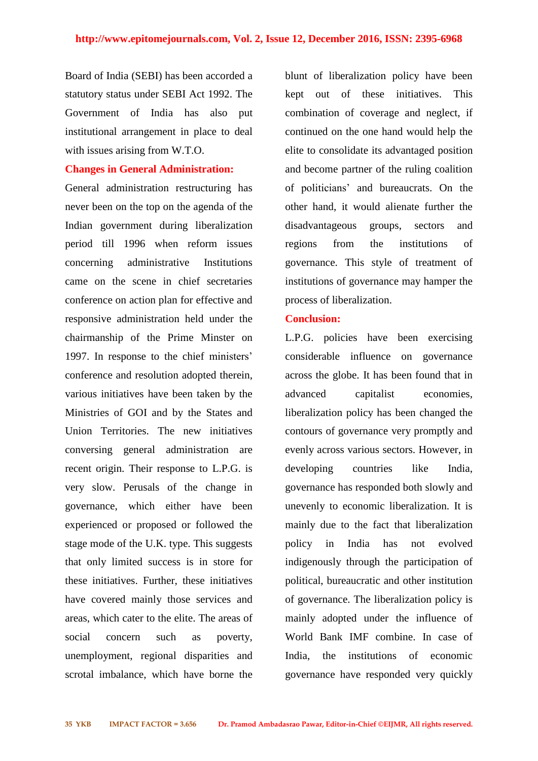Board of India (SEBI) has been accorded a statutory status under SEBI Act 1992. The Government of India has also put institutional arrangement in place to deal with issues arising from W.T.O.

## Changes in General Administration:

General administration restructuring has never been on the top on the agenda of the Indian government during liberalization period till 1996 when reform issues concerning administrative Institutions came on the scene in chief secretaries conference on action plan for effective and responsive administration held under the chairmanship of the Prime Minster on 1997. In response to the chief ministers' conference and resolution adopted therein, various initiatives have been taken by the Ministries of GOI and by the States and Union Territories. The new initiatives conversing general administration are recent origin. Their response to L.P.G. is very slow. Perusals of the change in governance, which either have been experienced or proposed or followed the stage mode of the U.K. type. This suggests that only limited success is in store for these initiatives. Further, these initiatives have covered mainly those services and areas, which cater to the elite. The areas of social concern such as poverty, unemployment, regional disparities and scrotal imbalance, which have borne the blunt of liberalization policy have been kept out of these initiatives. This combination of coverage and neglect, if continued on the one hand would help the elite to consolidate its advantaged position and become partner of the ruling coalition of politicians' and bureaucrats. On the other hand, it would alienate further the disadvantageous groups, sectors and regions from the institutions of governance. This style of treatment of institutions of governance may hamper the process of liberalization.

## Conclusion:

L.P.G. policies have been exercising considerable influence on governance across the globe. It has been found that in advanced capitalist economies, liberalization policy has been changed the contours of governance very promptly and evenly across various sectors. However, in developing countries like India, governance has responded both slowly and unevenly to economic liberalization. It is mainly due to the fact that liberalization policy in India has not evolved indigenously through the participation of political, bureaucratic and other institution of governance. The liberalization policy is mainly adopted under the influence of World Bank IMF combine. In case of India, the institutions of economic governance have responded very quickly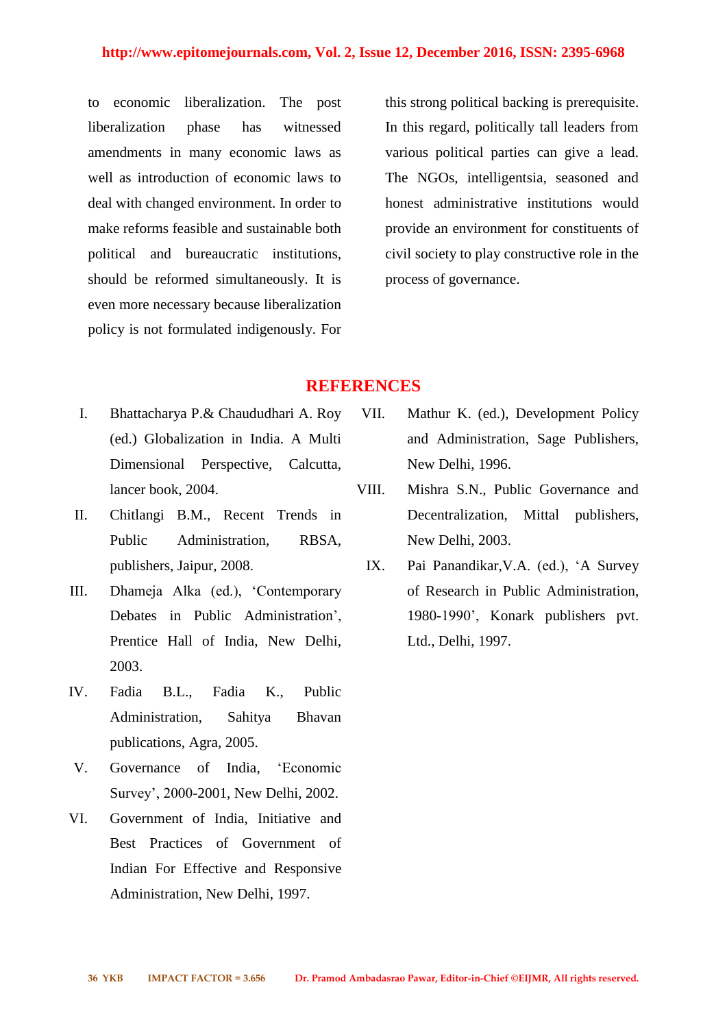to economic liberalization. The post liberalization phase has witnessed amendments in many economic laws as well as introduction of economic laws to deal with changed environment. In order to make reforms feasible and sustainable both political and bureaucratic institutions, should be reformed simultaneously. It is even more necessary because liberalization policy is not formulated indigenously. For this strong political backing is prerequisite. In this regard, politically tall leaders from various political parties can give a lead. The NGOs, intelligentsia, seasoned and honest administrative institutions would provide an environment for constituents of civil society to play constructive role in the process of governance.

## REFERENCES

I. Bhattacharya P.& Chaududhari A. Roy (ed.) Globalization in India. A Multi Dimensional Perspective, Calcutta, lancer book, 2004.

II. Chitlangi B.M., Recent Trends in Public Administration, RBSA, publishers, Jaipur, 2008.

III. Dhameja Alka (ed.), 'Contemporary Debates in Public Administration', Prentice Hall of India, New Delhi, 2003.

IV. Fadia B.L., Fadia K., Public Administration, Sahitya Bhavan publications, Agra, 2005.

V. Governance of India, 'Economic Survey', 2000-2001, New Delhi, 2002.

VI. Government of India, Initiative and Best Practices of Government of Indian For Effective and Responsive Administration, New Delhi, 1997.

VII. Mathur K. (ed.), Development Policy and Administration, Sage Publishers, New Delhi, 1996.

VIII. Mishra S.N., Public Governance and Decentralization, Mittal publishers, New Delhi, 2003.

IX. Pai Panandikar,V.A. (ed.), 'A Survey of Research in Public Administration, 1980-1990', Konark publishers pvt. Ltd., Delhi, 1997.